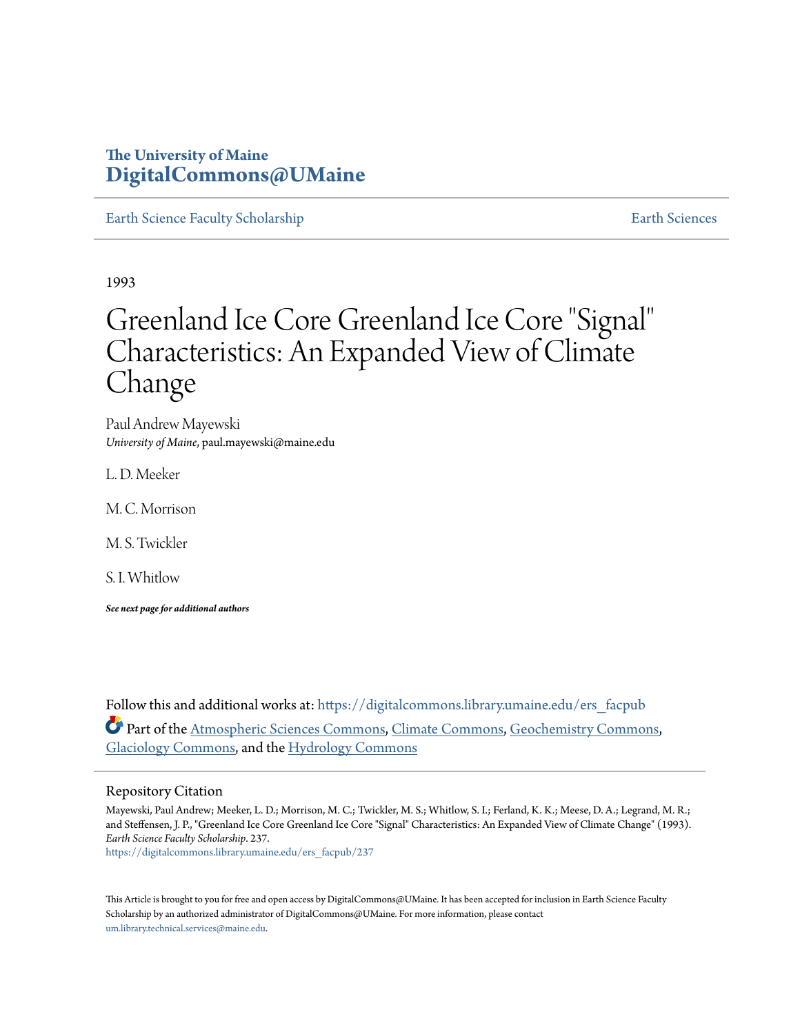# The University of Maine
## DigitalCommons@UMaine

Earth Science Faculty Scholarship | Earth Sciences

1993

# Greenland Ice Core Greenland Ice Core "Signal" Characteristics: An Expanded View of Climate Change

Paul Andrew Mayewski
*University of Maine*, paul.mayewski@maine.edu

L. D. Meeker

M. C. Morrison

M. S. Twickler

S. I. Whitlow

***See next page for additional authors***

Follow this and additional works at: https://digitalcommons.library.umaine.edu/ers_facpub

Part of the Atmospheric Sciences Commons, Climate Commons, Geochemistry Commons, Glaciology Commons, and the Hydrology Commons

## Repository Citation

Mayewski, Paul Andrew; Meeker, L. D.; Morrison, M. C.; Twickler, M. S.; Whitlow, S. I.; Ferland, K. K.; Meese, D. A.; Legrand, M. R.; and Steffensen, J. P., "Greenland Ice Core Greenland Ice Core "Signal" Characteristics: An Expanded View of Climate Change" (1993). *Earth Science Faculty Scholarship*. 237.
https://digitalcommons.library.umaine.edu/ers_facpub/237

This Article is brought to you for free and open access by DigitalCommons@UMaine. It has been accepted for inclusion in Earth Science Faculty Scholarship by an authorized administrator of DigitalCommons@UMaine. For more information, please contact um.library.technical.services@maine.edu.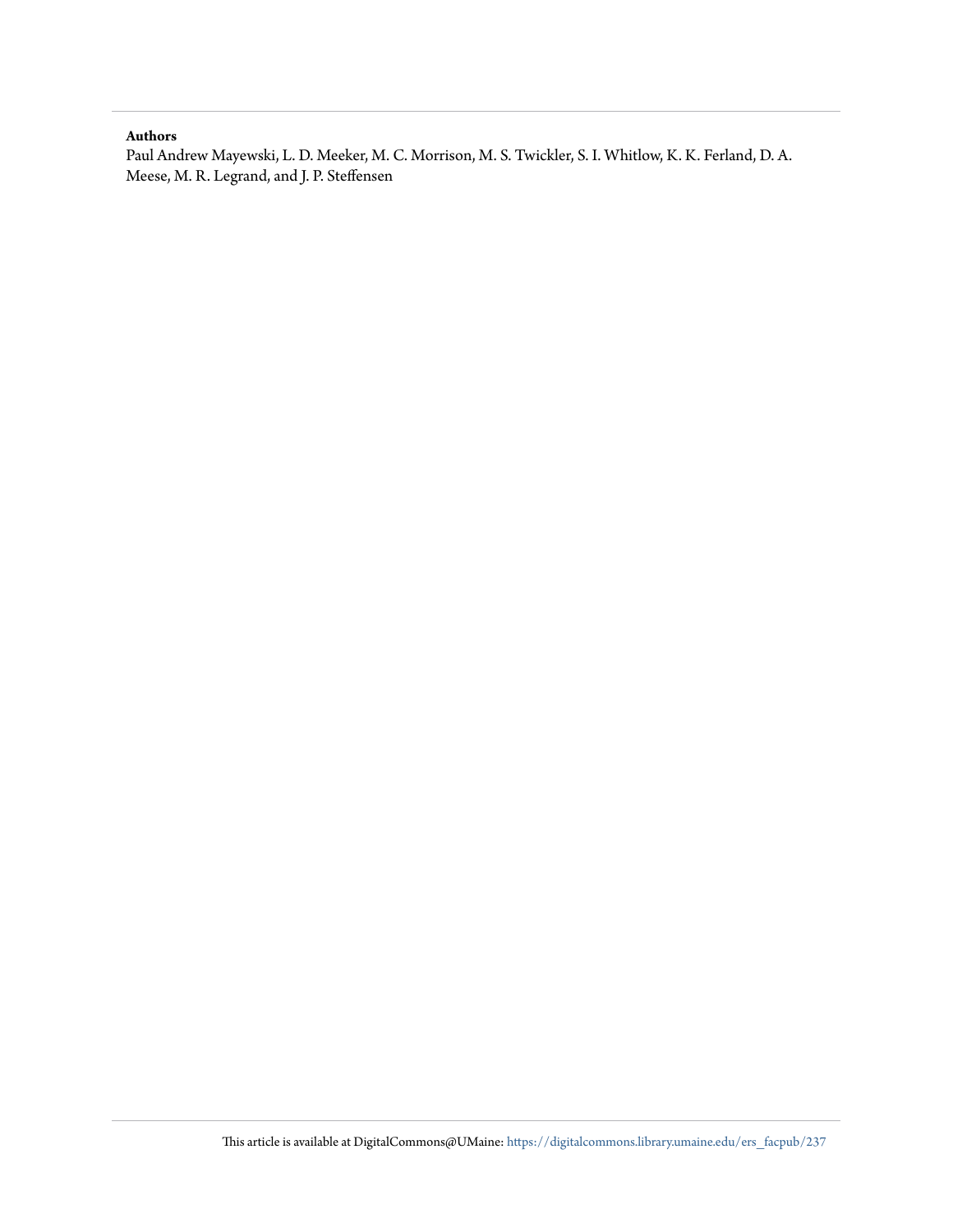**Authors**

Paul Andrew Mayewski, L. D. Meeker, M. C. Morrison, M. S. Twickler, S. I. Whitlow, K. K. Ferland, D. A. Meese, M. R. Legrand, and J. P. Steffensen

This article is available at DigitalCommons@UMaine: https://digitalcommons.library.umaine.edu/ers_facpub/237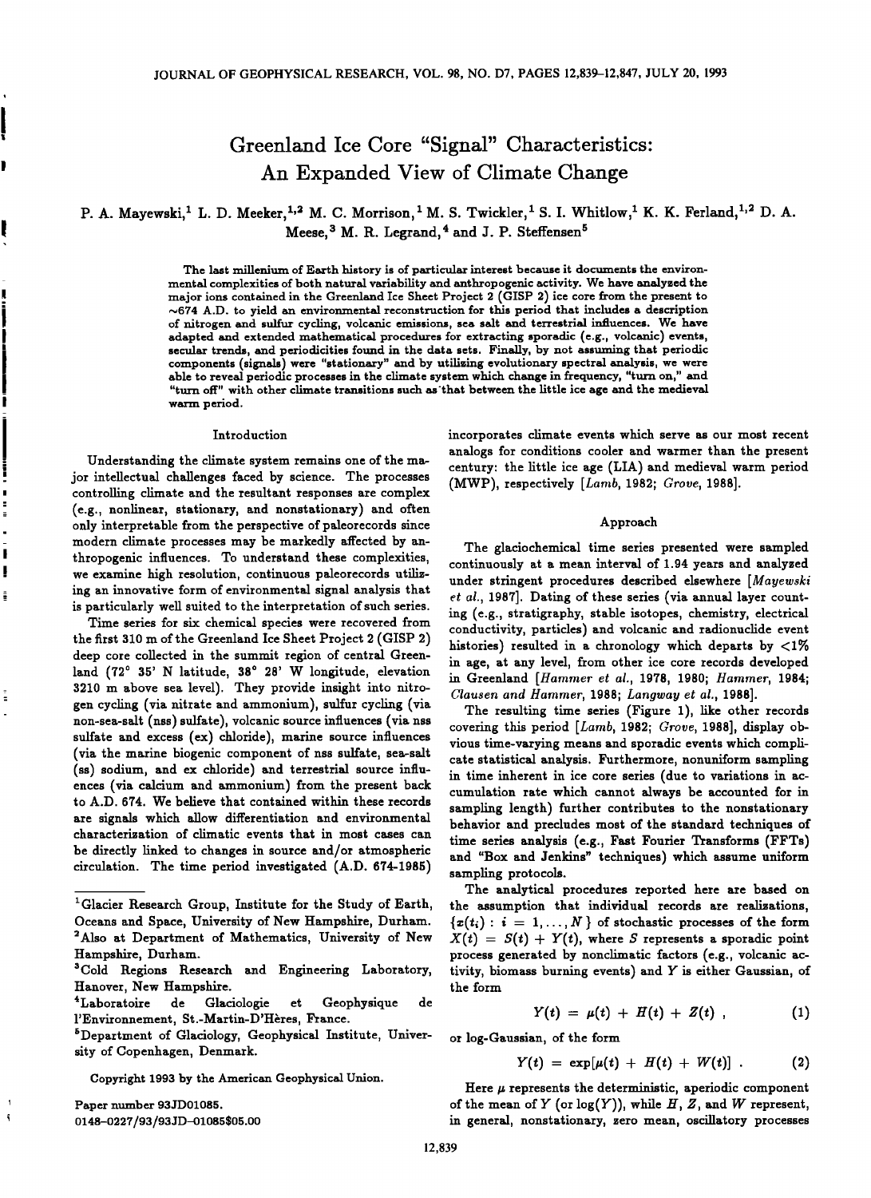# Greenland Ice Core "Signal" Characteristics: An Expanded View of Climate Change

P. A. Mayewski,[1] L. D. Meeker,[1,2] M. C. Morrison,[1] M. S. Twickler,[1] S. I. Whitlow,[1] K. K. Ferland,[1,2] D. A. Meese,[3] M. R. Legrand,[4] and J. P. Steffensen[5]

The last millenium of Earth history is of particular interest because it documents the environmental complexities of both natural variability and anthropogenic activity. We have analyzed the major ions contained in the Greenland Ice Sheet Project 2 (GISP 2) ice core from the present to ~674 A.D. to yield an environmental reconstruction for this period that includes a description of nitrogen and sulfur cycling, volcanic emissions, sea salt and terrestrial influences. We have adapted and extended mathematical procedures for extracting sporadic (e.g., volcanic) events, secular trends, and periodicities found in the data sets. Finally, by not assuming that periodic components (signals) were "stationary" and by utilizing evolutionary spectral analysis, we were able to reveal periodic processes in the climate system which change in frequency, "turn on," and "turn off" with other climate transitions such as that between the little ice age and the medieval warm period.

## Introduction

Understanding the climate system remains one of the major intellectual challenges faced by science. The processes controlling climate and the resultant responses are complex (e.g., nonlinear, stationary, and nonstationary) and often only interpretable from the perspective of paleorecords since modern climate processes may be markedly affected by anthropogenic influences. To understand these complexities, we examine high resolution, continuous paleorecords utilizing an innovative form of environmental signal analysis that is particularly well suited to the interpretation of such series.

Time series for six chemical species were recovered from the first 310 m of the Greenland Ice Sheet Project 2 (GISP 2) deep core collected in the summit region of central Greenland (72° 35' N latitude, 38° 28' W longitude, elevation 3210 m above sea level). They provide insight into nitrogen cycling (via nitrate and ammonium), sulfur cycling (via non-sea-salt (nss) sulfate), volcanic source influences (via nss sulfate and excess (ex) chloride), marine source influences (via the marine biogenic component of nss sulfate, sea-salt (ss) sodium, and ex chloride) and terrestrial source influences (via calcium and ammonium) from the present back to A.D. 674. We believe that contained within these records are signals which allow differentiation and environmental characterization of climatic events that in most cases can be directly linked to changes in source and/or atmospheric circulation. The time period investigated (A.D. 674-1985) incorporates climate events which serve as our most recent analogs for conditions cooler and warmer than the present century: the little ice age (LIA) and medieval warm period (MWP), respectively [*Lamb*, 1982; *Grove*, 1988].

## Approach

The glaciochemical time series presented were sampled continuously at a mean interval of 1.94 years and analyzed under stringent procedures described elsewhere [*Mayewski et al.*, 1987]. Dating of these series (via annual layer counting (e.g., stratigraphy, stable isotopes, chemistry, electrical conductivity, particles) and volcanic and radionuclide event histories) resulted in a chronology which departs by <1% in age, at any level, from other ice core records developed in Greenland [*Hammer et al.*, 1978, 1980; *Hammer*, 1984; *Clausen and Hammer*, 1988; *Langway et al.*, 1988].

The resulting time series (Figure 1), like other records covering this period [*Lamb*, 1982; *Grove*, 1988], display obvious time-varying means and sporadic events which complicate statistical analysis. Furthermore, nonuniform sampling in time inherent in ice core series (due to variations in accumulation rate which cannot always be accounted for in sampling length) further contributes to the nonstationary behavior and precludes most of the standard techniques of time series analysis (e.g., Fast Fourier Transforms (FFTs) and "Box and Jenkins" techniques) which assume uniform sampling protocols.

The analytical procedures reported here are based on the assumption that individual records are realizations, $\{x(t_i) : i = 1, \ldots, N\}$ of stochastic processes of the form $X(t) = S(t) + Y(t)$, where $S$ represents a sporadic point process generated by nonclimatic factors (e.g., volcanic activity, biomass burning events) and $Y$ is either Gaussian, of the form

$$Y(t) = \mu(t) + H(t) + Z(t) , \tag{1}$$

or log-Gaussian, of the form

$$Y(t) = \exp[\mu(t) + H(t) + W(t)] . \tag{2}$$

Here $\mu$ represents the deterministic, aperiodic component of the mean of $Y$ (or $\log(Y)$), while $H$, $Z$, and $W$ represent, in general, nonstationary, zero mean, oscillatory processes

---

[1] Glacier Research Group, Institute for the Study of Earth, Oceans and Space, University of New Hampshire, Durham.
[2] Also at Department of Mathematics, University of New Hampshire, Durham.
[3] Cold Regions Research and Engineering Laboratory, Hanover, New Hampshire.
[4] Laboratoire de Glaciologie et Geophysique de l'Environnement, St.-Martin-D'Hères, France.
[5] Department of Glaciology, Geophysical Institute, University of Copenhagen, Denmark.

Copyright 1993 by the American Geophysical Union.

Paper number 93JD01085.
0148-0227/93/93JD-01085$05.00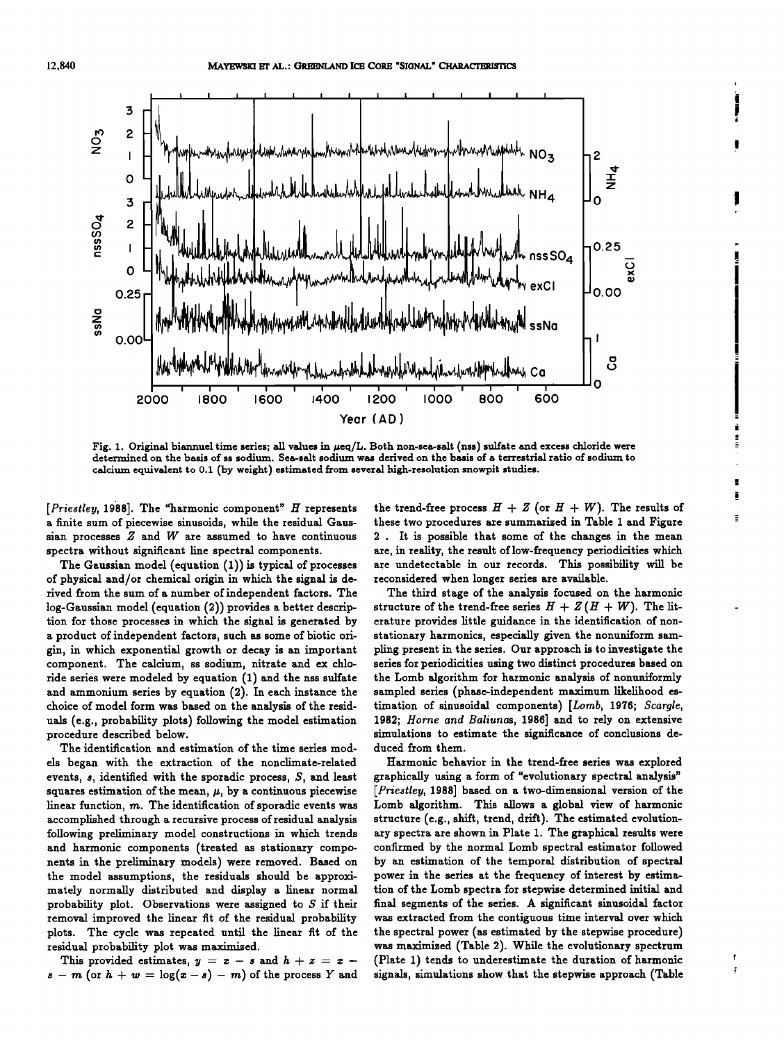Fig. 1. Original biannuel time series; all values in $\mu$eq/L. Both non-sea-salt (nss) sulfate and excess chloride were determined on the basis of ss sodium. Sea-salt sodium was derived on the basis of a terrestrial ratio of sodium to calcium equivalent to 0.1 (by weight) estimated from several high-resolution snowpit studies.

[*Priestley*, 1988]. The "harmonic component" $H$ represents a finite sum of piecewise sinusoids, while the residual Gaussian processes $Z$ and $W$ are assumed to have continuous spectra without significant line spectral components.

The Gaussian model (equation (1)) is typical of processes of physical and/or chemical origin in which the signal is derived from the sum of a number of independent factors. The log-Gaussian model (equation (2)) provides a better description for those processes in which the signal is generated by a product of independent factors, such as some of biotic origin, in which exponential growth or decay is an important component. The calcium, ss sodium, nitrate and ex chloride series were modeled by equation (1) and the nss sulfate and ammonium series by equation (2). In each instance the choice of model form was based on the analysis of the residuals (e.g., probability plots) following the model estimation procedure described below.

The identification and estimation of the time series models began with the extraction of the nonclimate-related events, $s$, identified with the sporadic process, $S$, and least squares estimation of the mean, $\mu$, by a continuous piecewise linear function, $m$. The identification of sporadic events was accomplished through a recursive process of residual analysis following preliminary model constructions in which trends and harmonic components (treated as stationary components in the preliminary models) were removed. Based on the model assumptions, the residuals should be approximately normally distributed and display a linear normal probability plot. Observations were assigned to $S$ if their removal improved the linear fit of the residual probability plots. The cycle was repeated until the linear fit of the residual probability plot was maximized.

This provided estimates, $y = x - s$ and $h + z = x - s - m$ (or $h + w = \log(x - s) - m$) of the process $Y$ and the trend-free process $H + Z$ (or $H + W$). The results of these two procedures are summarized in Table 1 and Figure 2 . It is possible that some of the changes in the mean are, in reality, the result of low-frequency periodicities which are undetectable in our records. This possibility will be reconsidered when longer series are available.

The third stage of the analysis focused on the harmonic structure of the trend-free series $H + Z(H + W)$. The literature provides little guidance in the identification of nonstationary harmonics, especially given the nonuniform sampling present in the series. Our approach is to investigate the series for periodicities using two distinct procedures based on the Lomb algorithm for harmonic analysis of nonuniformly sampled series (phase-independent maximum likelihood estimation of sinusoidal components) [*Lomb*, 1976; *Scargle*, 1982; *Horne and Baliunas*, 1986] and to rely on extensive simulations to estimate the significance of conclusions deduced from them.

Harmonic behavior in the trend-free series was explored graphically using a form of "evolutionary spectral analysis" [*Priestley*, 1988] based on a two-dimensional version of the Lomb algorithm. This allows a global view of harmonic structure (e.g., shift, trend, drift). The estimated evolutionary spectra are shown in Plate 1. The graphical results were confirmed by the normal Lomb spectral estimator followed by an estimation of the temporal distribution of spectral power in the series at the frequency of interest by estimation of the Lomb spectra for stepwise determined initial and final segments of the series. A significant sinusoidal factor was extracted from the contiguous time interval over which the spectral power (as estimated by the stepwise procedure) was maximized (Table 2). While the evolutionary spectrum (Plate 1) tends to underestimate the duration of harmonic signals, simulations show that the stepwise approach (Table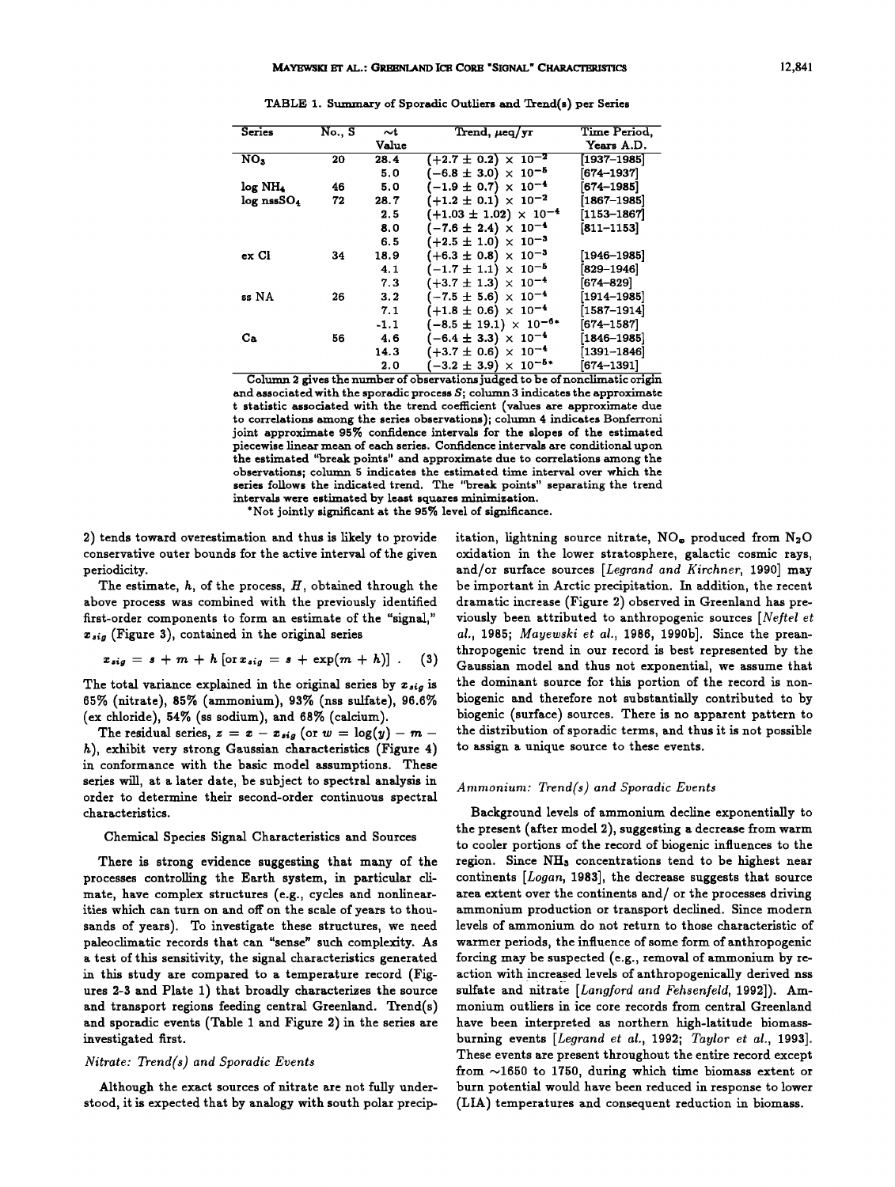TABLE 1. Summary of Sporadic Outliers and Trend(s) per Series

| Series | No., S | ~t Value | Trend, μeq/yr | Time Period, Years A.D. |
|---|---|---|---|---|
| $NO_3$ | 20 | 28.4 | $(+2.7 \pm 0.2) \times 10^{-2}$ | [1937–1985] |
| | | 5.0 | $(-6.8 \pm 3.0) \times 10^{-5}$ | [674–1937] |
| log $NH_4$ | 46 | 5.0 | $(-1.9 \pm 0.7) \times 10^{-4}$ | [674–1985] |
| log $nssSO_4$ | 72 | 28.7 | $(+1.2 \pm 0.1) \times 10^{-2}$ | [1867–1985] |
| | | 2.5 | $(+1.03 \pm 1.02) \times 10^{-4}$ | [1153–1867] |
| | | 8.0 | $(-7.6 \pm 2.4) \times 10^{-4}$ | [811–1153] |
| | | 6.5 | $(+2.5 \pm 1.0) \times 10^{-3}$ | |
| ex Cl | 34 | 18.9 | $(+6.3 \pm 0.8) \times 10^{-3}$ | [1946–1985] |
| | | 4.1 | $(-1.7 \pm 1.1) \times 10^{-5}$ | [829–1946] |
| | | 7.3 | $(+3.7 \pm 1.3) \times 10^{-4}$ | [674–829] |
| ss NA | 26 | 3.2 | $(-7.5 \pm 5.6) \times 10^{-4}$ | [1914–1985] |
| | | 7.1 | $(+1.8 \pm 0.6) \times 10^{-4}$ | [1587–1914] |
| | | -1.1 | $(-8.5 \pm 19.1) \times 10^{-6}$* | [674–1587] |
| Ca | 56 | 4.6 | $(-6.4 \pm 3.3) \times 10^{-4}$ | [1846–1985] |
| | | 14.3 | $(+3.7 \pm 0.6) \times 10^{-4}$ | [1391–1846] |
| | | 2.0 | $(-3.2 \pm 3.9) \times 10^{-5}$* | [674–1391] |

Column 2 gives the number of observations judged to be of nonclimatic origin and associated with the sporadic process $S$; column 3 indicates the approximate t statistic associated with the trend coefficient (values are approximate due to correlations among the series observations); column 4 indicates Bonferroni joint approximate 95% confidence intervals for the slopes of the estimated piecewise linear mean of each series. Confidence intervals are conditional upon the estimated "break points" and approximate due to correlations among the observations; column 5 indicates the estimated time interval over which the series follows the indicated trend. The "break points" separating the trend intervals were estimated by least squares minimization.

*Not jointly significant at the 95% level of significance.

2) tends toward overestimation and thus is likely to provide conservative outer bounds for the active interval of the given periodicity.

The estimate, $h$, of the process, $H$, obtained through the above process was combined with the previously identified first-order components to form an estimate of the "signal," $x_{sig}$ (Figure 3), contained in the original series

$$x_{sig} = s + m + h \; [\text{or } x_{sig} = s + \exp(m + h)] \; . \quad (3)$$

The total variance explained in the original series by $x_{sig}$ is 65% (nitrate), 85% (ammonium), 93% (nss sulfate), 96.6% (ex chloride), 54% (ss sodium), and 68% (calcium).

The residual series, $z = x - x_{sig}$ (or $w = \log(y) - m - h$), exhibit very strong Gaussian characteristics (Figure 4) in conformance with the basic model assumptions. These series will, at a later date, be subject to spectral analysis in order to determine their second-order continuous spectral characteristics.

## Chemical Species Signal Characteristics and Sources

There is strong evidence suggesting that many of the processes controlling the Earth system, in particular climate, have complex structures (e.g., cycles and nonlinearities which can turn on and off on the scale of years to thousands of years). To investigate these structures, we need paleoclimatic records that can "sense" such complexity. As a test of this sensitivity, the signal characteristics generated in this study are compared to a temperature record (Figures 2-3 and Plate 1) that broadly characterizes the source and transport regions feeding central Greenland. Trend(s) and sporadic events (Table 1 and Figure 2) in the series are investigated first.

### *Nitrate: Trend(s) and Sporadic Events*

Although the exact sources of nitrate are not fully understood, it is expected that by analogy with south polar precipitation, lightning source nitrate, $NO_x$ produced from $N_2O$ oxidation in the lower stratosphere, galactic cosmic rays, and/or surface sources [*Legrand and Kirchner*, 1990] may be important in Arctic precipitation. In addition, the recent dramatic increase (Figure 2) observed in Greenland has previously been attributed to anthropogenic sources [*Neftel et al.*, 1985; *Mayewski et al.*, 1986, 1990b]. Since the preanthropogenic trend in our record is best represented by the Gaussian model and thus not exponential, we assume that the dominant source for this portion of the record is nonbiogenic and therefore not substantially contributed to by biogenic (surface) sources. There is no apparent pattern to the distribution of sporadic terms, and thus it is not possible to assign a unique source to these events.

### *Ammonium: Trend(s) and Sporadic Events*

Background levels of ammonium decline exponentially to the present (after model 2), suggesting a decrease from warm to cooler portions of the record of biogenic influences to the region. Since $NH_3$ concentrations tend to be highest near continents [*Logan*, 1983], the decrease suggests that source area extent over the continents and/ or the processes driving ammonium production or transport declined. Since modern levels of ammonium do not return to those characteristic of warmer periods, the influence of some form of anthropogenic forcing may be suspected (e.g., removal of ammonium by reaction with increased levels of anthropogenically derived nss sulfate and nitrate [*Langford and Fehsenfeld*, 1992]). Ammonium outliers in ice core records from central Greenland have been interpreted as northern high-latitude biomass-burning events [*Legrand et al.*, 1992; *Taylor et al.*, 1993]. These events are present throughout the entire record except from ~1650 to 1750, during which time biomass extent or burn potential would have been reduced in response to lower (LIA) temperatures and consequent reduction in biomass.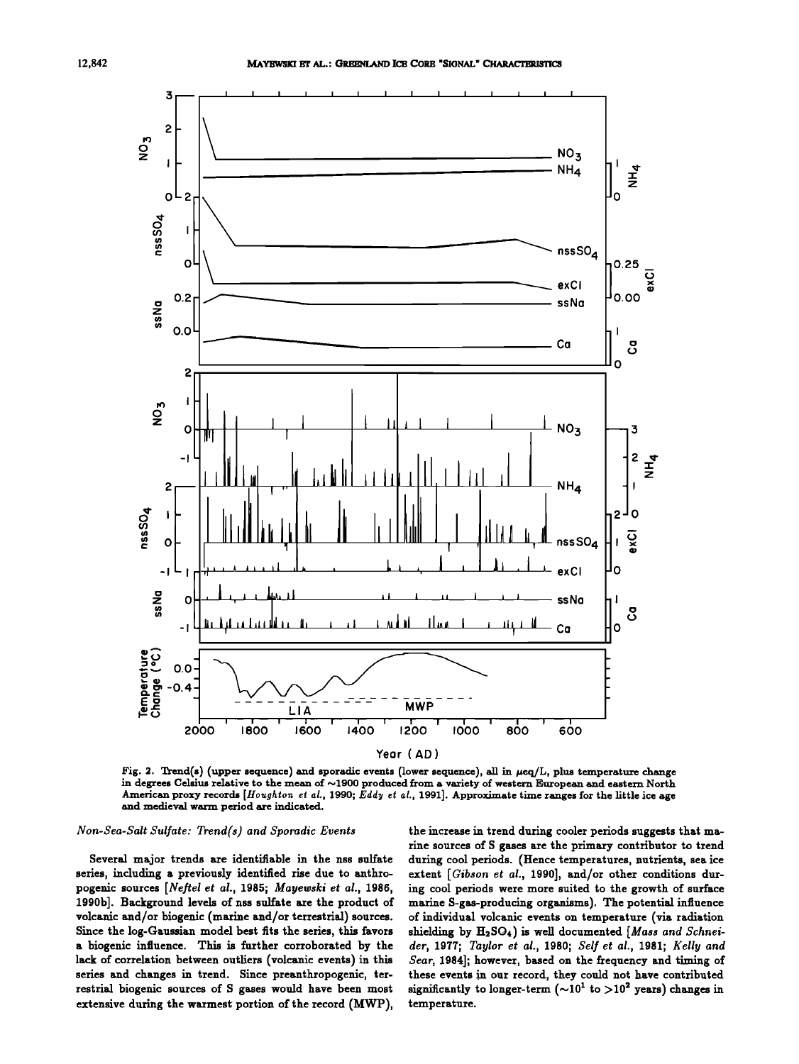Fig. 2. Trend(s) (upper sequence) and sporadic events (lower sequence), all in $\mu$eq/L, plus temperature change in degrees Celsius relative to the mean of ~1900 produced from a variety of western European and eastern North American proxy records [*Houghton et al.*, 1990; *Eddy et al.*, 1991]. Approximate time ranges for the little ice age and medieval warm period are indicated.

### *Non-Sea-Salt Sulfate: Trend(s) and Sporadic Events*

Several major trends are identifiable in the nss sulfate series, including a previously identified rise due to anthropogenic sources [*Neftel et al.*, 1985; *Mayewski et al.*, 1986, 1990b]. Background levels of nss sulfate are the product of volcanic and/or biogenic (marine and/or terrestrial) sources. Since the log-Gaussian model best fits the series, this favors a biogenic influence. This is further corroborated by the lack of correlation between outliers (volcanic events) in this series and changes in trend. Since preanthropogenic, terrestrial biogenic sources of S gases would have been most extensive during the warmest portion of the record (MWP), the increase in trend during cooler periods suggests that marine sources of S gases are the primary contributor to trend during cool periods. (Hence temperatures, nutrients, sea ice extent [*Gibson et al.*, 1990], and/or other conditions during cool periods were more suited to the growth of surface marine S-gas-producing organisms). The potential influence of individual volcanic events on temperature (via radiation shielding by $H_2SO_4$) is well documented [*Mass and Schneider*, 1977; *Taylor et al.*, 1980; *Self et al.*, 1981; *Kelly and Sear*, 1984]; however, based on the frequency and timing of these events in our record, they could not have contributed significantly to longer-term (~$10^1$ to >$10^2$ years) changes in temperature.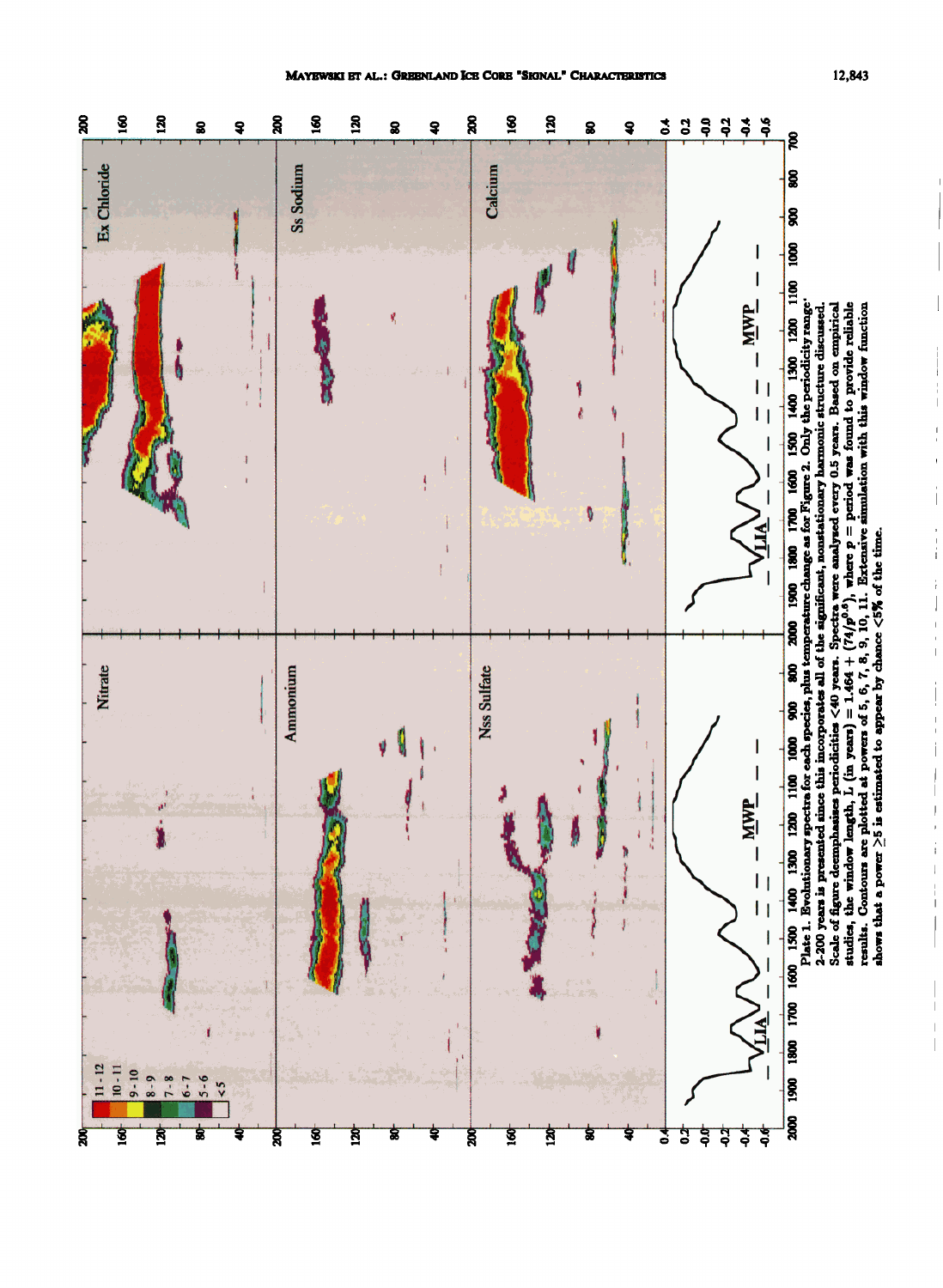**Plate 1.** Evolutionary spectra for each species, plus temperature change as for Figure 2. Only the periodicity range 2-200 years is presented since this incorporates all of the significant, nonstationary harmonic structure discussed. Scale of figure deemphasizes periodicities <40 years. Spectra were analysed every 0.5 years. Based on empirical studies, the window length, L (in years) = 1.464 + $(74/p^{0.6})$, where p = period was found to provide reliable results. Contours are plotted at powers of 5, 6, 7, 8, 9, 10, 11. Extensive simulation with this window function shows that a power ≥5 is estimated to appear by chance <5% of the time.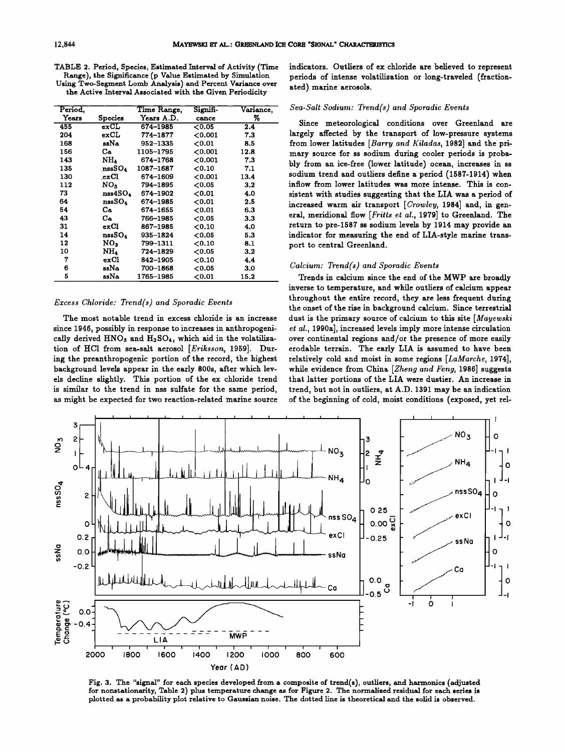TABLE 2. Period, Species, Estimated Interval of Activity (Time Range), the Significance (p Value Estimated by Simulation Using Two-Segment Lomb Analysis) and Percent Variance over the Active Interval Associated with the Given Periodicity

| Period, Years | Species | Time Range, Years A.D. | Significance | Variance, % |
|---|---|---|---|---|
| 455 | exCL | 674–1985 | <0.05 | 2.4 |
| 204 | exCL | 774–1877 | <0.001 | 7.3 |
| 168 | ssNa | 952–1335 | <0.01 | 8.5 |
| 156 | Ca | 1105–1795 | <0.001 | 12.8 |
| 143 | $NH_4$ | 674–1768 | <0.001 | 7.3 |
| 135 | $nssSO_4$ | 1087–1687 | <0.10 | 7.1 |
| 130 | exCl | 674–1609 | <0.001 | 13.4 |
| 112 | $NO_3$ | 794–1895 | <0.05 | 3.2 |
| 73 | $nss4SO_4$ | 674–1902 | <0.01 | 4.0 |
| 64 | $nssSO_4$ | 674–1985 | <0.01 | 2.5 |
| 54 | Ca | 674–1655 | <0.01 | 6.3 |
| 43 | Ca | 766–1985 | <0.05 | 3.3 |
| 31 | exCl | 867–1985 | <0.10 | 4.0 |
| 14 | $nssSO_4$ | 935–1824 | <0.05 | 5.3 |
| 12 | $NO_3$ | 799–1311 | <0.10 | 8.1 |
| 10 | $NH_4$ | 724–1829 | <0.05 | 3.2 |
| 7 | exCl | 842–1905 | <0.10 | 4.4 |
| 6 | ssNa | 700–1868 | <0.05 | 3.0 |
| 5 | ssNa | 1765–1985 | <0.01 | 15.2 |

### *Excess Chloride: Trend(s) and Sporadic Events*

The most notable trend in excess chloride is an increase since 1946, possibly in response to increases in anthropogenically derived $HNO_3$ and $H_2SO_4$, which aid in the volatilization of HCl from sea-salt aerosol [*Eriksson*, 1959]. During the preanthropogenic portion of the record, the highest background levels appear in the early 800s, after which levels decline slightly. This portion of the ex chloride trend is similar to the trend in nss sulfate for the same period, as might be expected for two reaction-related marine source indicators. Outliers of ex chloride are believed to represent periods of intense volatilization or long-traveled (fractionated) marine aerosols.

### *Sea-Salt Sodium: Trend(s) and Sporadic Events*

Since meteorological conditions over Greenland are largely affected by the transport of low-pressure systems from lower latitudes [*Barry and Kiladas*, 1982] and the primary source for ss sodium during cooler periods is probably from an ice-free (lower latitude) ocean, increases in ss sodium trend and outliers define a period (1587-1914) when inflow from lower latitudes was more intense. This is consistent with studies suggesting that the LIA was a period of increased warm air transport [*Crowley*, 1984] and, in general, meridional flow [*Fritts et al.*, 1979] to Greenland. The return to pre-1587 ss sodium levels by 1914 may provide an indicator for measuring the end of LIA-style marine transport to central Greenland.

### *Calcium: Trend(s) and Sporadic Events*

Trends in calcium since the end of the MWP are broadly inverse to temperature, and while outliers of calcium appear throughout the entire record, they are less frequent during the onset of the rise in background calcium. Since terrestrial dust is the primary source of calcium to this site [*Mayewski et al.*, 1990a], increased levels imply more intense circulation over continental regions and/or the presence of more easily erodable terrain. The early LIA is assumed to have been relatively cold and moist in some regions [*LaMarche*, 1974], while evidence from China [*Zheng and Feng*, 1986] suggests that latter portions of the LIA were dustier. An increase in trend, but not in outliers, at A.D. 1391 may be an indication of the beginning of cold, moist conditions (exposed, yet rel-

Fig. 3. The "signal" for each species developed from a composite of trend(s), outliers, and harmonics (adjusted for nonstationarity, Table 2) plus temperature change as for Figure 2. The normalized residual for each series is plotted as a probability plot relative to Gaussian noise. The dotted line is theoretical and the solid is observed.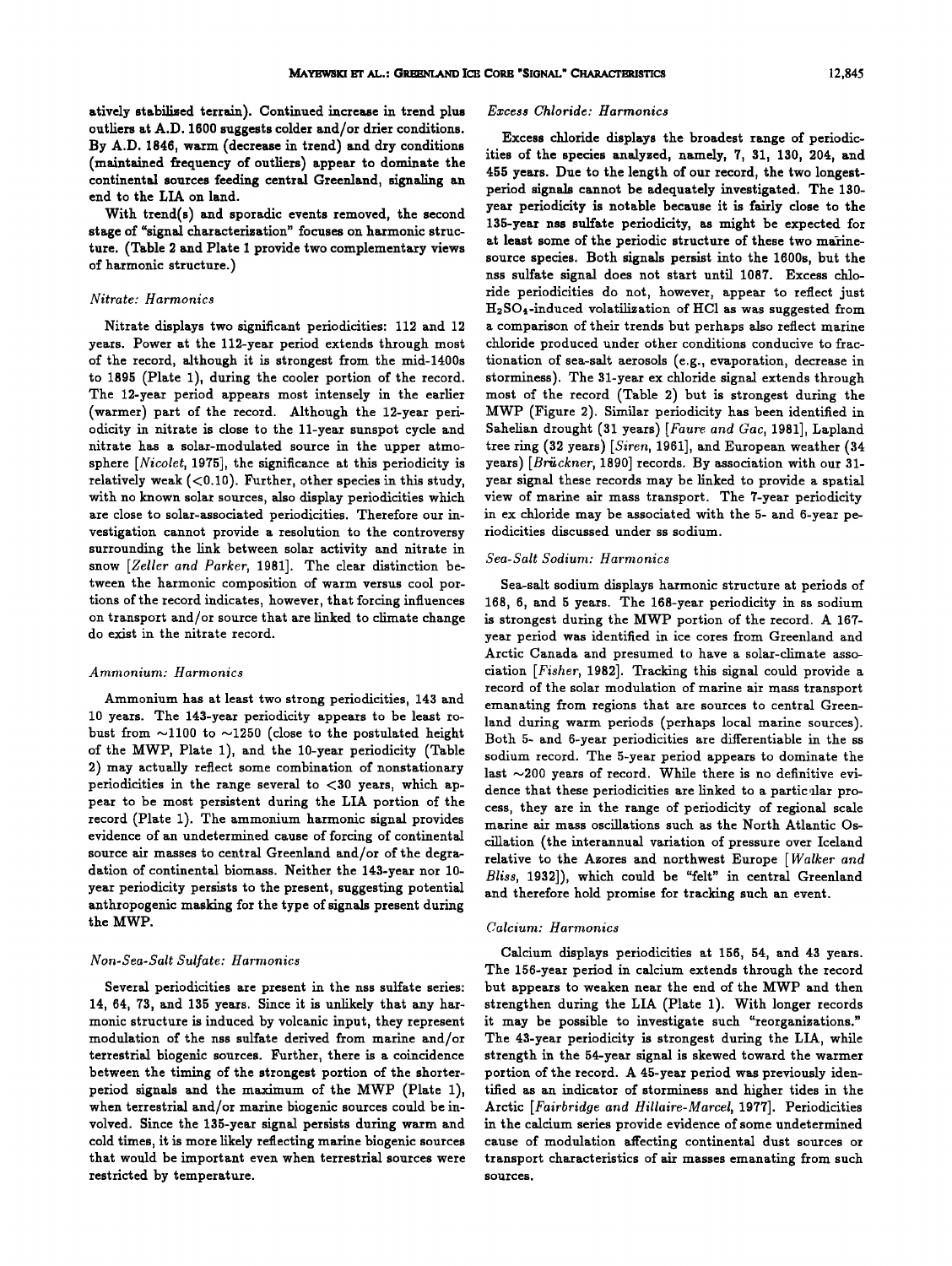atively stabilized terrain). Continued increase in trend plus outliers at A.D. 1600 suggests colder and/or drier conditions. By A.D. 1846, warm (decrease in trend) and dry conditions (maintained frequency of outliers) appear to dominate the continental sources feeding central Greenland, signaling an end to the LIA on land.

With trend(s) and sporadic events removed, the second stage of "signal characterization" focuses on harmonic structure. (Table 2 and Plate 1 provide two complementary views of harmonic structure.)

### *Nitrate: Harmonics*

Nitrate displays two significant periodicities: 112 and 12 years. Power at the 112-year period extends through most of the record, although it is strongest from the mid-1400s to 1895 (Plate 1), during the cooler portion of the record. The 12-year period appears most intensely in the earlier (warmer) part of the record. Although the 12-year periodicity in nitrate is close to the 11-year sunspot cycle and nitrate has a solar-modulated source in the upper atmosphere [*Nicolet*, 1975], the significance at this periodicity is relatively weak (<0.10). Further, other species in this study, with no known solar sources, also display periodicities which are close to solar-associated periodicities. Therefore our investigation cannot provide a resolution to the controversy surrounding the link between solar activity and nitrate in snow [*Zeller and Parker*, 1981]. The clear distinction between the harmonic composition of warm versus cool portions of the record indicates, however, that forcing influences on transport and/or source that are linked to climate change do exist in the nitrate record.

### *Ammonium: Harmonics*

Ammonium has at least two strong periodicities, 143 and 10 years. The 143-year periodicity appears to be least robust from ~1100 to ~1250 (close to the postulated height of the MWP, Plate 1), and the 10-year periodicity (Table 2) may actually reflect some combination of nonstationary periodicities in the range several to <30 years, which appear to be most persistent during the LIA portion of the record (Plate 1). The ammonium harmonic signal provides evidence of an undetermined cause of forcing of continental source air masses to central Greenland and/or of the degradation of continental biomass. Neither the 143-year nor 10-year periodicity persists to the present, suggesting potential anthropogenic masking for the type of signals present during the MWP.

### *Non-Sea-Salt Sulfate: Harmonics*

Several periodicities are present in the nss sulfate series: 14, 64, 73, and 135 years. Since it is unlikely that any harmonic structure is induced by volcanic input, they represent modulation of the nss sulfate derived from marine and/or terrestrial biogenic sources. Further, there is a coincidence between the timing of the strongest portion of the shorter-period signals and the maximum of the MWP (Plate 1), when terrestrial and/or marine biogenic sources could be involved. Since the 135-year signal persists during warm and cold times, it is more likely reflecting marine biogenic sources that would be important even when terrestrial sources were restricted by temperature.

### *Excess Chloride: Harmonics*

Excess chloride displays the broadest range of periodicities of the species analyzed, namely, 7, 31, 130, 204, and 455 years. Due to the length of our record, the two longest-period signals cannot be adequately investigated. The 130-year periodicity is notable because it is fairly close to the 135-year nss sulfate periodicity, as might be expected for at least some of the periodic structure of these two marine-source species. Both signals persist into the 1600s, but the nss sulfate signal does not start until 1087. Excess chloride periodicities do not, however, appear to reflect just $H_2SO_4$-induced volatilization of HCl as was suggested from a comparison of their trends but perhaps also reflect marine chloride produced under other conditions conducive to fractionation of sea-salt aerosols (e.g., evaporation, decrease in storminess). The 31-year ex chloride signal extends through most of the record (Table 2) but is strongest during the MWP (Figure 2). Similar periodicity has been identified in Sahelian drought (31 years) [*Faure and Gac*, 1981], Lapland tree ring (32 years) [*Siren*, 1961], and European weather (34 years) [*Brückner*, 1890] records. By association with our 31-year signal these records may be linked to provide a spatial view of marine air mass transport. The 7-year periodicity in ex chloride may be associated with the 5- and 6-year periodicities discussed under ss sodium.

### *Sea-Salt Sodium: Harmonics*

Sea-salt sodium displays harmonic structure at periods of 168, 6, and 5 years. The 168-year periodicity in ss sodium is strongest during the MWP portion of the record. A 167-year period was identified in ice cores from Greenland and Arctic Canada and presumed to have a solar-climate association [*Fisher*, 1982]. Tracking this signal could provide a record of the solar modulation of marine air mass transport emanating from regions that are sources to central Greenland during warm periods (perhaps local marine sources). Both 5- and 6-year periodicities are differentiable in the ss sodium record. The 5-year period appears to dominate the last ~200 years of record. While there is no definitive evidence that these periodicities are linked to a particular process, they are in the range of periodicity of regional scale marine air mass oscillations such as the North Atlantic Oscillation (the interannual variation of pressure over Iceland relative to the Azores and northwest Europe [*Walker and Bliss*, 1932]), which could be "felt" in central Greenland and therefore hold promise for tracking such an event.

### *Calcium: Harmonics*

Calcium displays periodicities at 156, 54, and 43 years. The 156-year period in calcium extends through the record but appears to weaken near the end of the MWP and then strengthen during the LIA (Plate 1). With longer records it may be possible to investigate such "reorganizations." The 43-year periodicity is strongest during the LIA, while strength in the 54-year signal is skewed toward the warmer portion of the record. A 45-year period was previously identified as an indicator of storminess and higher tides in the Arctic [*Fairbridge and Hillaire-Marcel*, 1977]. Periodicities in the calcium series provide evidence of some undetermined cause of modulation affecting continental dust sources or transport characteristics of air masses emanating from such sources.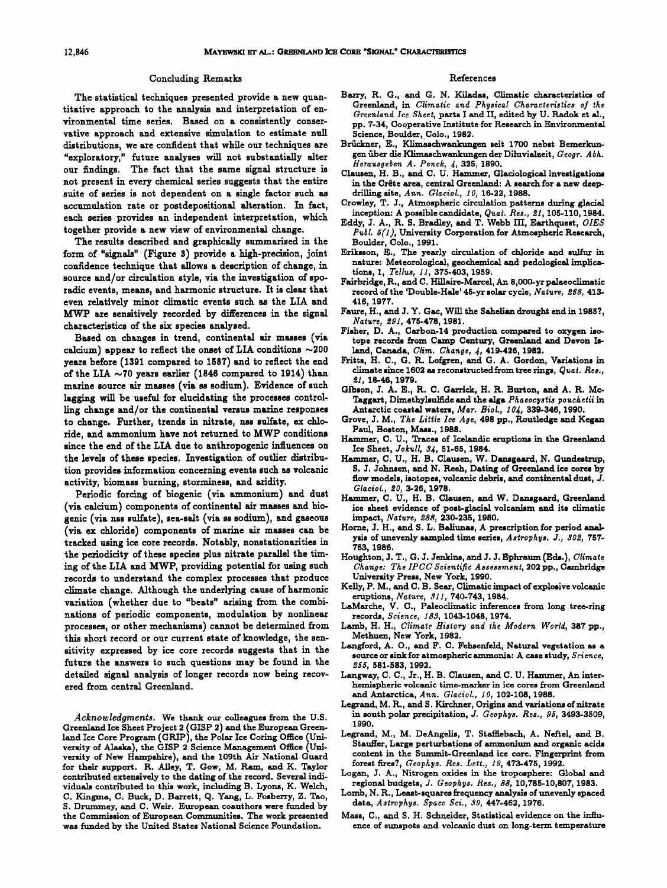## Concluding Remarks

The statistical techniques presented provide a new quantitative approach to the analysis and interpretation of environmental time series. Based on a consistently conservative approach and extensive simulation to estimate null distributions, we are confident that while our techniques are "exploratory," future analyses will not substantially alter our findings. The fact that the same signal structure is not present in every chemical series suggests that the entire suite of series is not dependent on a single factor such as accumulation rate or postdepositional alteration. In fact, each series provides an independent interpretation, which together provide a new view of environmental change.

The results described and graphically summarized in the form of "signals" (Figure 3) provide a high-precision, joint confidence technique that allows a description of change, in source and/or circulation style, via the investigation of sporadic events, means, and harmonic structure. It is clear that even relatively minor climatic events such as the LIA and MWP are sensitively recorded by differences in the signal characteristics of the six species analysed.

Based on changes in trend, continental air masses (via calcium) appear to reflect the onset of LIA conditions ~200 years before (1391 compared to 1587) and to reflect the end of the LIA ~70 years earlier (1846 compared to 1914) than marine source air masses (via ss sodium). Evidence of such lagging will be useful for elucidating the processes controlling change and/or the continental versus marine responses to change. Further, trends in nitrate, nss sulfate, ex chloride, and ammonium have not returned to MWP conditions since the end of the LIA due to anthropogenic influences on the levels of these species. Investigation of outlier distribution provides information concerning events such as volcanic activity, biomass burning, storminess, and aridity.

Periodic forcing of biogenic (via ammonium) and dust (via calcium) components of continental air masses and biogenic (via nss sulfate), sea-salt (via ss sodium), and gaseous (via ex chloride) components of marine air masses can be tracked using ice core records. Notably, nonstationarities in the periodicity of these species plus nitrate parallel the timing of the LIA and MWP, providing potential for using such records to understand the complex processes that produce climate change. Although the underlying cause of harmonic variation (whether due to "beats" arising from the combinations of periodic components, modulation by nonlinear processes, or other mechanisms) cannot be determined from this short record or our current state of knowledge, the sensitivity expressed by ice core records suggests that in the future the answers to such questions may be found in the detailed signal analysis of longer records now being recovered from central Greenland.

*Acknowledgments.* We thank our colleagues from the U.S. Greenland Ice Sheet Project 2 (GISP 2) and the European Greenland Ice Core Program (GRIP), the Polar Ice Coring Office (University of Alaska), the GISP 2 Science Management Office (University of New Hampshire), and the 109th Air National Guard for their support. R. Alley, T. Gow, M. Ram, and K. Taylor contributed extensively to the dating of the record. Several individuals contributed to this work, including B. Lyons, K. Welch, C. Kingma, C. Buck, D. Barrett, Q. Yang, L. Fosberry, Z. Tao, S. Drummey, and C. Weir. European coauthors were funded by the Commission of European Communities. The work presented was funded by the United States National Science Foundation.

## References

Barry, R. G., and G. N. Kiladas, Climatic characteristics of Greenland, in *Climatic and Physical Characteristics of the Greenland Ice Sheet*, parts I and II, edited by U. Radok et al., pp. 7-34, Cooperative Institute for Research in Environmental Science, Boulder, Colo., 1982.

Brückner, E., Klimaschwankungen seit 1700 nebst Bemerkungen über die Klimaschwankungen der Diluvialzeit, *Geogr. Abh. Herausgeben A. Penck*, *4*, 325, 1890.

Clausen, H. B., and C. U. Hammer, Glaciological investigations in the Crête area, central Greenland: A search for a new deep-drilling site, *Ann. Glaciol.*, *10*, 16-22, 1988.

Crowley, T. J., Atmospheric circulation patterns during glacial inception: A possible candidate, *Quat. Res.*, *21*, 105-110, 1984.

Eddy, J. A., R. S. Bradley, and T. Webb III, Earthquest, *OIES Publ. 5(1)*, University Corporation for Atmospheric Research, Boulder, Colo., 1991.

Eriksson, E., The yearly circulation of chloride and sulfur in nature: Meteorological, geochemical and pedological implications, 1, *Tellus*, *11*, 375-403, 1959.

Fairbridge, R., and C. Hillaire-Marcel, An 8,000-yr palaeoclimatic record of the 'Double-Hale' 45-yr solar cycle, *Nature*, *268*, 413-416, 1977.

Faure, H., and J. Y. Gac, Will the Sahelian drought end in 1985?, *Nature*, *291*, 475-478, 1981.

Fisher, D. A., Carbon-14 production compared to oxygen isotope records from Camp Century, Greenland and Devon Island, Canada, *Clim. Change*, *4*, 419-426, 1982.

Fritts, H. C., G. R. Lofgren, and G. A. Gordon, Variations in climate since 1602 as reconstructed from tree rings, *Quat. Res.*, *21*, 18-46, 1979.

Gibson, J. A. E., R. C. Garrick, H. R. Burton, and A. R. McTaggart, Dimethylsulfide and the alga *Phaeocystis pouchetii* in Antarctic coastal waters, *Mar. Biol.*, *104*, 339-346, 1990.

Grove, J. M., *The Little Ice Age*, 498 pp., Routledge and Kegan Paul, Boston, Mass., 1988.

Hammer, C. U., Traces of Icelandic eruptions in the Greenland Ice Sheet, *Jokull*, *34*, 51-65, 1984.

Hammer, C. U., H. B. Clausen, W. Dansgaard, N. Gundestrup, S. J. Johnsen, and N. Reeh, Dating of Greenland ice cores by flow models, isotopes, volcanic debris, and continental dust, *J. Glaciol.*, *20*, 3-26, 1978.

Hammer, C. U., H. B. Clausen, and W. Dansgaard, Greenland ice sheet evidence of post-glacial volcanism and its climatic impact, *Nature*, *288*, 230-235, 1980.

Horne, J. H., and S. L. Baliunas, A prescription for period analysis of unevenly sampled time series, *Astrophys. J.*, *302*, 757-763, 1986.

Houghton, J. T., G. J. Jenkins, and J. J. Ephraum (Eds.), *Climate Change: The IPCC Scientific Assessment*, 202 pp., Cambridge University Press, New York, 1990.

Kelly, P. M., and C. B. Sear, Climatic impact of explosive volcanic eruptions, *Nature*, *311*, 740-743, 1984.

LaMarche, V. C., Paleoclimatic inferences from long tree-ring records, *Science*, *183*, 1043-1048, 1974.

Lamb, H. H., *Climate History and the Modern World*, 387 pp., Methuen, New York, 1982.

Langford, A. O., and F. C. Fehsenfeld, Natural vegetation as a source or sink for atmospheric ammonia: A case study, *Science*, *255*, 581-583, 1992.

Langway, C. C., Jr., H. B. Clausen, and C. U. Hammer, An inter-hemispheric volcanic time-marker in ice cores from Greenland and Antarctica, *Ann. Glaciol.*, *10*, 102-108, 1988.

Legrand, M. R., and S. Kirchner, Origins and variations of nitrate in south polar precipitation, *J. Geophys. Res.*, *95*, 3493-3509, 1990.

Legrand, M., M. DeAngelis, T. Staffelbach, A. Neftel, and B. Stauffer, Large perturbations of ammonium and organic acids content in the Summit-Greenland ice core. Fingerprint from forest fires?, *Geophys. Res. Lett.*, *19*, 473-475, 1992.

Logan, J. A., Nitrogen oxides in the troposphere: Global and regional budgets, *J. Geophys. Res.*, *88*, 10,785-10,807, 1983.

Lomb, N. R., Least-squares frequency analysis of unevenly spaced data, *Astrophys. Space Sci.*, *39*, 447-462, 1976.

Mass, C., and S. H. Schneider, Statistical evidence on the influence of sunspots and volcanic dust on long-term temperature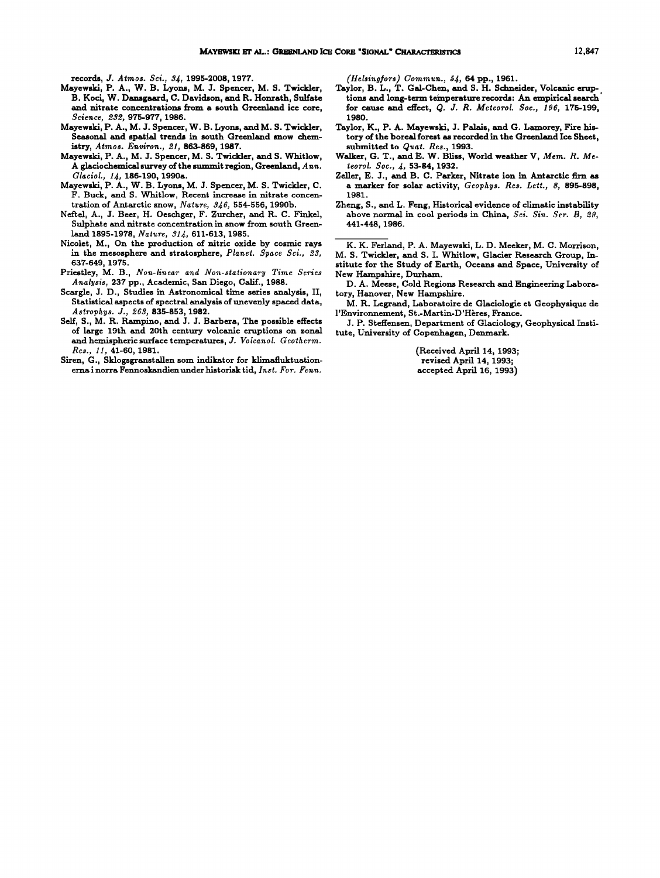records, *J. Atmos. Sci.*, *34*, 1995-2008, 1977.

Mayewski, P. A., W. B. Lyons, M. J. Spencer, M. S. Twickler, B. Koci, W. Dansgaard, C. Davidson, and R. Honrath, Sulfate and nitrate concentrations from a south Greenland ice core, *Science*, *232*, 975-977, 1986.

Mayewski, P. A., M. J. Spencer, W. B. Lyons, and M. S. Twickler, Seasonal and spatial trends in south Greenland snow chemistry, *Atmos. Environ.*, *21*, 863-869, 1987.

Mayewski, P. A., M. J. Spencer, M. S. Twickler, and S. Whitlow, A glaciochemical survey of the summit region, Greenland, *Ann. Glaciol.*, *14*, 186-190, 1990a.

Mayewski, P. A., W. B. Lyons, M. J. Spencer, M. S. Twickler, C. F. Buck, and S. Whitlow, Recent increase in nitrate concentration of Antarctic snow, *Nature*, *346*, 554-556, 1990b.

Neftel, A., J. Beer, H. Oeschger, F. Zurcher, and R. C. Finkel, Sulphate and nitrate concentration in snow from south Greenland 1895-1978, *Nature*, *314*, 611-613, 1985.

Nicolet, M., On the production of nitric oxide by cosmic rays in the mesosphere and stratosphere, *Planet. Space Sci.*, *23*, 637-649, 1975.

Priestley, M. B., *Non-linear and Non-stationary Time Series Analysis*, 237 pp., Academic, San Diego, Calif., 1988.

Scargle, J. D., Studies in Astronomical time series analysis, II, Statistical aspects of spectral analysis of unevenly spaced data, *Astrophys. J.*, *263*, 835-853, 1982.

Self, S., M. R. Rampino, and J. J. Barbera, The possible effects of large 19th and 20th century volcanic eruptions on zonal and hemispheric surface temperatures, *J. Volcanol. Geotherm. Res.*, *11*, 41-60, 1981.

Siren, G., Sklogsgranstallen som indikator for klimafluktuationerna i norra Fennoskandien under historisk tid, *Inst. For. Fenn. (Helsingfors) Commun.*, *54*, 64 pp., 1961.

Taylor, B. L., T. Gal-Chen, and S. H. Schneider, Volcanic eruptions and long-term temperature records: An empirical search for cause and effect, *Q. J. R. Meteorol. Soc.*, *106*, 175-199, 1980.

Taylor, K., P. A. Mayewski, J. Palais, and G. Lamorey, Fire history of the boreal forest as recorded in the Greenland Ice Sheet, submitted to *Quat. Res.*, 1993.

Walker, G. T., and E. W. Bliss, World weather V, *Mem. R. Meteorol. Soc.*, *4*, 53-84, 1932.

Zeller, E. J., and B. C. Parker, Nitrate ion in Antarctic firn as a marker for solar activity, *Geophys. Res. Lett.*, *8*, 895-898, 1981.

Zheng, S., and L. Feng, Historical evidence of climatic instability above normal in cool periods in China, *Sci. Sin. Ser. B*, *29*, 441-448, 1986.

---

K. K. Ferland, P. A. Mayewski, L. D. Meeker, M. C. Morrison, M. S. Twickler, and S. I. Whitlow, Glacier Research Group, Institute for the Study of Earth, Oceans and Space, University of New Hampshire, Durham.

D. A. Meese, Cold Regions Research and Engineering Laboratory, Hanover, New Hampshire.

M. R. Legrand, Laboratoire de Glaciologie et Geophysique de l'Environnement, St.-Martin-D'Hères, France.

J. P. Steffensen, Department of Glaciology, Geophysical Institute, University of Copenhagen, Denmark.

(Received April 14, 1993;
revised April 14, 1993;
accepted April 16, 1993)